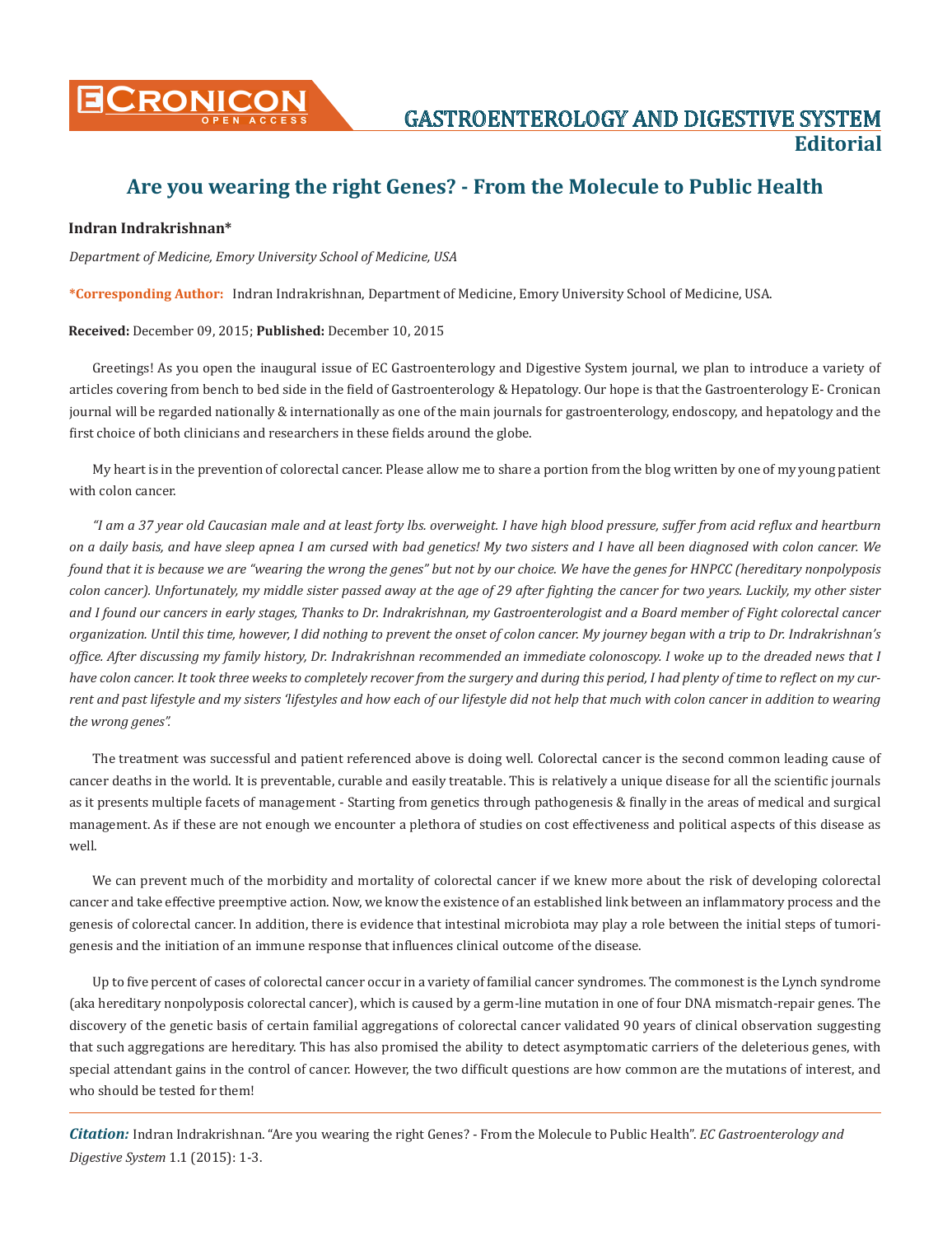# Are you wearing the right Genes? - From the Molecule to Public Health

**Indran Indrakrishnan***

*Department of Medicine, Emory University School of Medicine, USA*

***Corresponding Author:** Indran Indrakrishnan, Department of Medicine, Emory University School of Medicine, USA.

**Received:** December 09, 2015; **Published:** December 10, 2015

Greetings! As you open the inaugural issue of EC Gastroenterology and Digestive System journal, we plan to introduce a variety of articles covering from bench to bed side in the field of Gastroenterology & Hepatology. Our hope is that the Gastroenterology E- Cronican journal will be regarded nationally & internationally as one of the main journals for gastroenterology, endoscopy, and hepatology and the first choice of both clinicians and researchers in these fields around the globe.

My heart is in the prevention of colorectal cancer. Please allow me to share a portion from the blog written by one of my young patient with colon cancer.

*"I am a 37 year old Caucasian male and at least forty lbs. overweight. I have high blood pressure, suffer from acid reflux and heartburn on a daily basis, and have sleep apnea I am cursed with bad genetics! My two sisters and I have all been diagnosed with colon cancer. We found that it is because we are "wearing the wrong the genes" but not by our choice. We have the genes for HNPCC (hereditary nonpolyposis colon cancer). Unfortunately, my middle sister passed away at the age of 29 after fighting the cancer for two years. Luckily, my other sister and I found our cancers in early stages, Thanks to Dr. Indrakrishnan, my Gastroenterologist and a Board member of Fight colorectal cancer organization. Until this time, however, I did nothing to prevent the onset of colon cancer. My journey began with a trip to Dr. Indrakrishnan's office. After discussing my family history, Dr. Indrakrishnan recommended an immediate colonoscopy. I woke up to the dreaded news that I have colon cancer. It took three weeks to completely recover from the surgery and during this period, I had plenty of time to reflect on my current and past lifestyle and my sisters 'lifestyles and how each of our lifestyle did not help that much with colon cancer in addition to wearing the wrong genes".*

The treatment was successful and patient referenced above is doing well. Colorectal cancer is the second common leading cause of cancer deaths in the world. It is preventable, curable and easily treatable. This is relatively a unique disease for all the scientific journals as it presents multiple facets of management - Starting from genetics through pathogenesis & finally in the areas of medical and surgical management. As if these are not enough we encounter a plethora of studies on cost effectiveness and political aspects of this disease as well.

We can prevent much of the morbidity and mortality of colorectal cancer if we knew more about the risk of developing colorectal cancer and take effective preemptive action. Now, we know the existence of an established link between an inflammatory process and the genesis of colorectal cancer. In addition, there is evidence that intestinal microbiota may play a role between the initial steps of tumorigenesis and the initiation of an immune response that influences clinical outcome of the disease.

Up to five percent of cases of colorectal cancer occur in a variety of familial cancer syndromes. The commonest is the Lynch syndrome (aka hereditary nonpolyposis colorectal cancer), which is caused by a germ-line mutation in one of four DNA mismatch-repair genes. The discovery of the genetic basis of certain familial aggregations of colorectal cancer validated 90 years of clinical observation suggesting that such aggregations are hereditary. This has also promised the ability to detect asymptomatic carriers of the deleterious genes, with special attendant gains in the control of cancer. However, the two difficult questions are how common are the mutations of interest, and who should be tested for them!

***Citation:*** Indran Indrakrishnan. "Are you wearing the right Genes? - From the Molecule to Public Health". *EC Gastroenterology and Digestive System* 1.1 (2015): 1-3.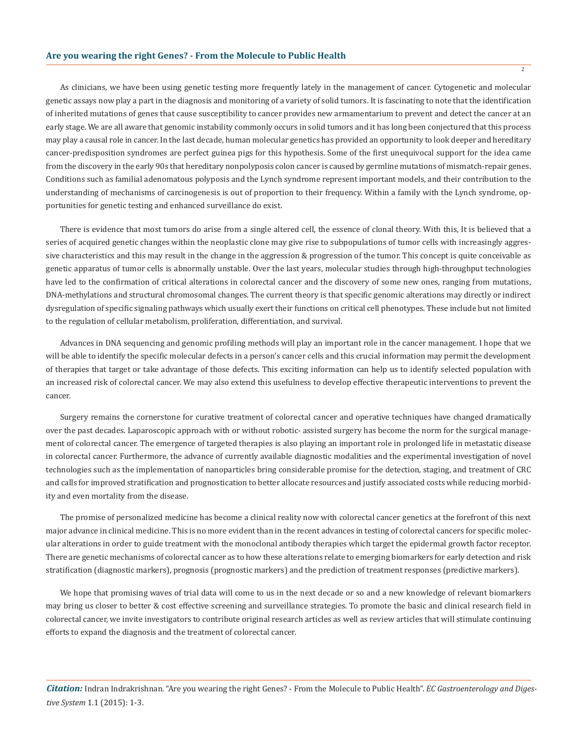As clinicians, we have been using genetic testing more frequently lately in the management of cancer. Cytogenetic and molecular genetic assays now play a part in the diagnosis and monitoring of a variety of solid tumors. It is fascinating to note that the identification of inherited mutations of genes that cause susceptibility to cancer provides new armamentarium to prevent and detect the cancer at an early stage. We are all aware that genomic instability commonly occurs in solid tumors and it has long been conjectured that this process may play a causal role in cancer. In the last decade, human molecular genetics has provided an opportunity to look deeper and hereditary cancer-predisposition syndromes are perfect guinea pigs for this hypothesis. Some of the first unequivocal support for the idea came from the discovery in the early 90s that hereditary nonpolyposis colon cancer is caused by germline mutations of mismatch-repair genes. Conditions such as familial adenomatous polyposis and the Lynch syndrome represent important models, and their contribution to the understanding of mechanisms of carcinogenesis is out of proportion to their frequency. Within a family with the Lynch syndrome, opportunities for genetic testing and enhanced surveillance do exist.

There is evidence that most tumors do arise from a single altered cell, the essence of clonal theory. With this, It is believed that a series of acquired genetic changes within the neoplastic clone may give rise to subpopulations of tumor cells with increasingly aggressive characteristics and this may result in the change in the aggression & progression of the tumor. This concept is quite conceivable as genetic apparatus of tumor cells is abnormally unstable. Over the last years, molecular studies through high-throughput technologies have led to the confirmation of critical alterations in colorectal cancer and the discovery of some new ones, ranging from mutations, DNA-methylations and structural chromosomal changes. The current theory is that specific genomic alterations may directly or indirect dysregulation of specific signaling pathways which usually exert their functions on critical cell phenotypes. These include but not limited to the regulation of cellular metabolism, proliferation, differentiation, and survival.

Advances in DNA sequencing and genomic profiling methods will play an important role in the cancer management. I hope that we will be able to identify the specific molecular defects in a person's cancer cells and this crucial information may permit the development of therapies that target or take advantage of those defects. This exciting information can help us to identify selected population with an increased risk of colorectal cancer. We may also extend this usefulness to develop effective therapeutic interventions to prevent the cancer.

Surgery remains the cornerstone for curative treatment of colorectal cancer and operative techniques have changed dramatically over the past decades. Laparoscopic approach with or without robotic- assisted surgery has become the norm for the surgical management of colorectal cancer. The emergence of targeted therapies is also playing an important role in prolonged life in metastatic disease in colorectal cancer. Furthermore, the advance of currently available diagnostic modalities and the experimental investigation of novel technologies such as the implementation of nanoparticles bring considerable promise for the detection, staging, and treatment of CRC and calls for improved stratification and prognostication to better allocate resources and justify associated costs while reducing morbidity and even mortality from the disease.

The promise of personalized medicine has become a clinical reality now with colorectal cancer genetics at the forefront of this next major advance in clinical medicine. This is no more evident than in the recent advances in testing of colorectal cancers for specific molecular alterations in order to guide treatment with the monoclonal antibody therapies which target the epidermal growth factor receptor. There are genetic mechanisms of colorectal cancer as to how these alterations relate to emerging biomarkers for early detection and risk stratification (diagnostic markers), prognosis (prognostic markers) and the prediction of treatment responses (predictive markers).

We hope that promising waves of trial data will come to us in the next decade or so and a new knowledge of relevant biomarkers may bring us closer to better & cost effective screening and surveillance strategies. To promote the basic and clinical research field in colorectal cancer, we invite investigators to contribute original research articles as well as review articles that will stimulate continuing efforts to expand the diagnosis and the treatment of colorectal cancer.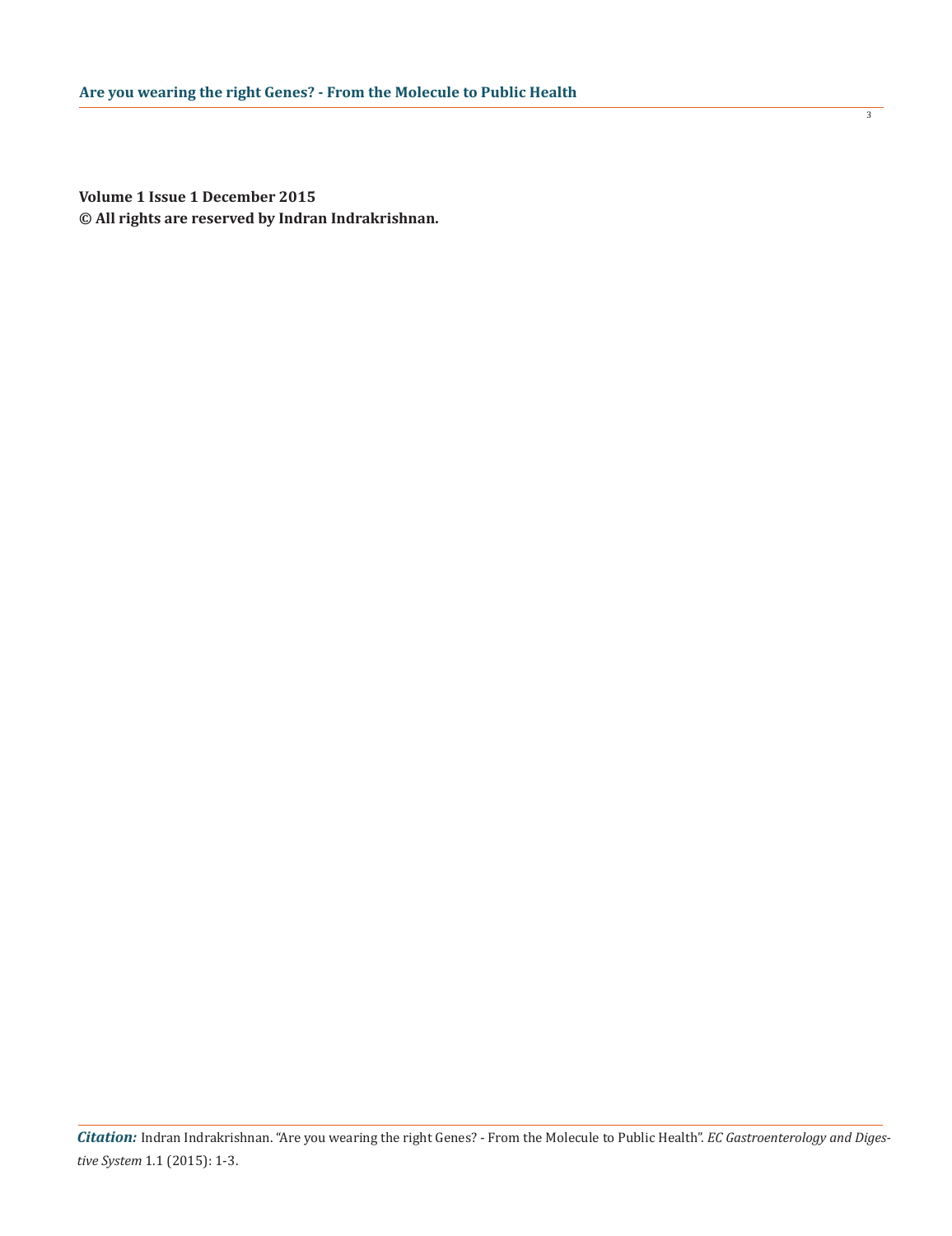**Volume 1 Issue 1 December 2015**
**© All rights are reserved by Indran Indrakrishnan.**